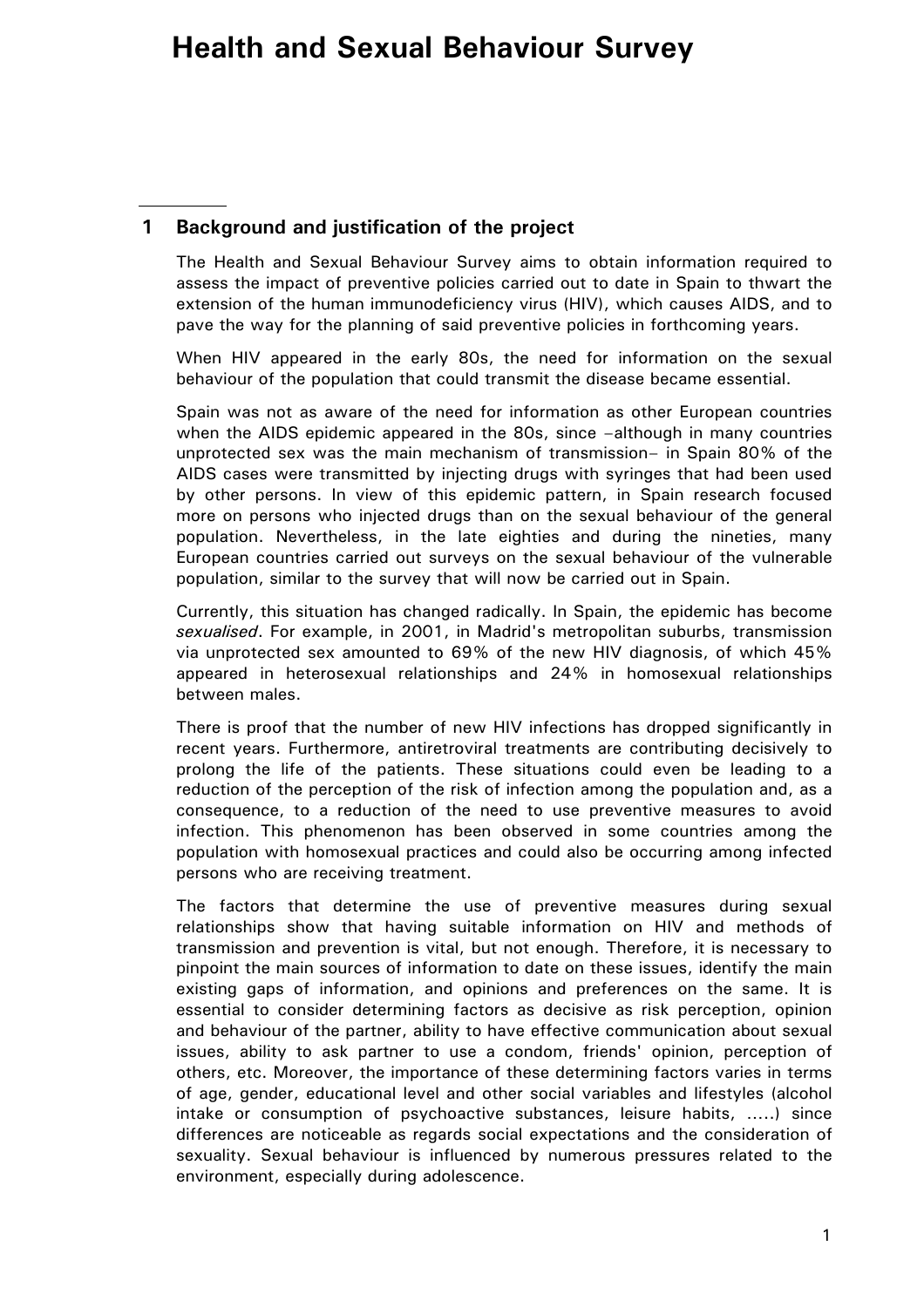# Health and Sexual Behaviour Survey

## 1 Background and justification of the project

The Health and Sexual Behaviour Survey aims to obtain information required to assess the impact of preventive policies carried out to date in Spain to thwart the extension of the human immunodeficiency virus (HIV), which causes AIDS, and to pave the way for the planning of said preventive policies in forthcoming years.

When HIV appeared in the early 80s, the need for information on the sexual behaviour of the population that could transmit the disease became essential.

Spain was not as aware of the need for information as other European countries when the AIDS epidemic appeared in the 80s, since –although in many countries unprotected sex was the main mechanism of transmission– in Spain 80% of the AIDS cases were transmitted by injecting drugs with syringes that had been used by other persons. In view of this epidemic pattern, in Spain research focused more on persons who injected drugs than on the sexual behaviour of the general population. Nevertheless, in the late eighties and during the nineties, many European countries carried out surveys on the sexual behaviour of the vulnerable population, similar to the survey that will now be carried out in Spain.

Currently, this situation has changed radically. In Spain, the epidemic has become *sexualised*. For example, in 2001, in Madrid's metropolitan suburbs, transmission via unprotected sex amounted to 69% of the new HIV diagnosis, of which 45% appeared in heterosexual relationships and 24% in homosexual relationships between males.

There is proof that the number of new HIV infections has dropped significantly in recent years. Furthermore, antiretroviral treatments are contributing decisively to prolong the life of the patients. These situations could even be leading to a reduction of the perception of the risk of infection among the population and, as a consequence, to a reduction of the need to use preventive measures to avoid infection. This phenomenon has been observed in some countries among the population with homosexual practices and could also be occurring among infected persons who are receiving treatment.

The factors that determine the use of preventive measures during sexual relationships show that having suitable information on HIV and methods of transmission and prevention is vital, but not enough. Therefore, it is necessary to pinpoint the main sources of information to date on these issues, identify the main existing gaps of information, and opinions and preferences on the same. It is essential to consider determining factors as decisive as risk perception, opinion and behaviour of the partner, ability to have effective communication about sexual issues, ability to ask partner to use a condom, friends' opinion, perception of others, etc. Moreover, the importance of these determining factors varies in terms of age, gender, educational level and other social variables and lifestyles (alcohol intake or consumption of psychoactive substances, leisure habits, .....) since differences are noticeable as regards social expectations and the consideration of sexuality. Sexual behaviour is influenced by numerous pressures related to the environment, especially during adolescence.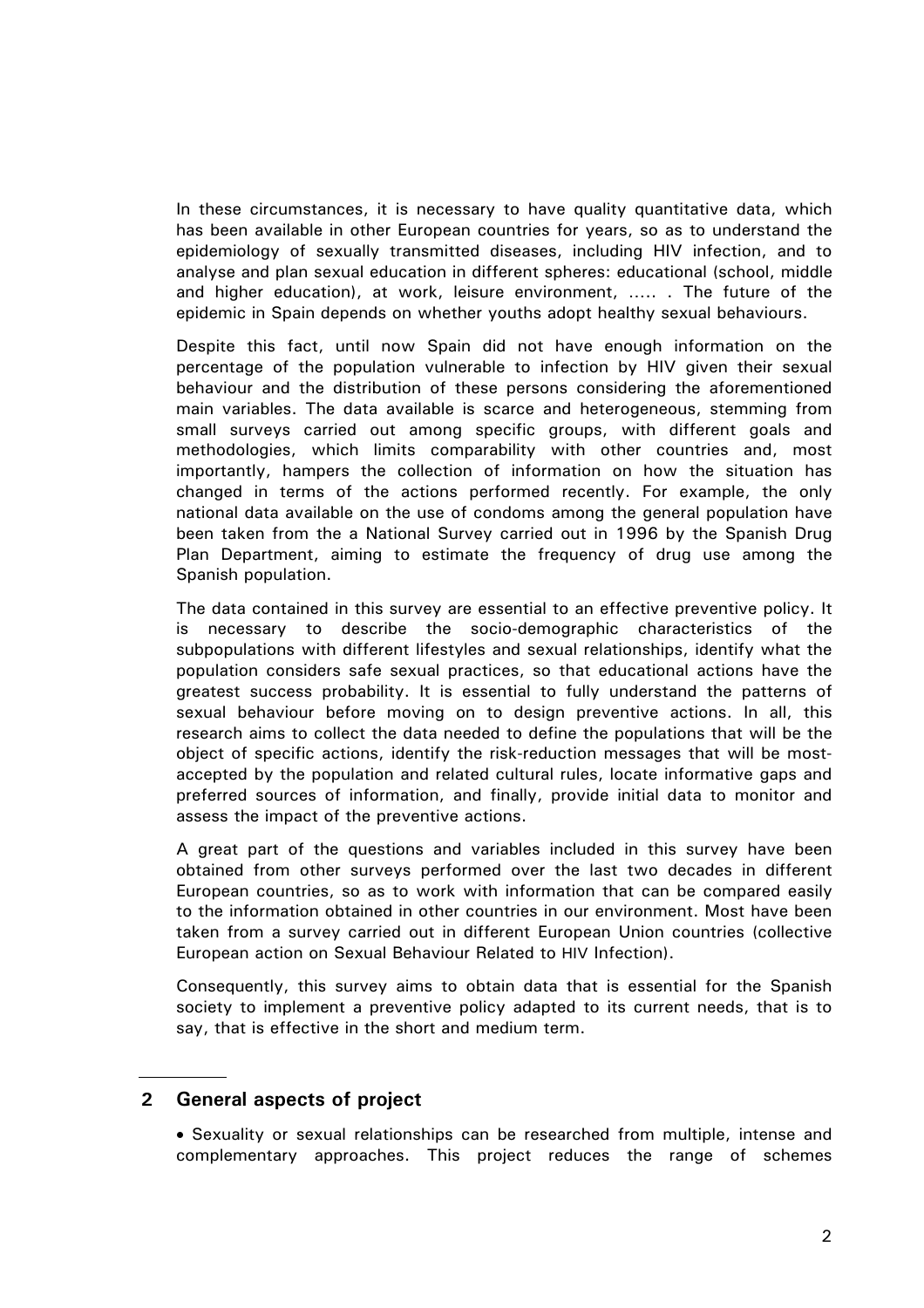In these circumstances, it is necessary to have quality quantitative data, which has been available in other European countries for years, so as to understand the epidemiology of sexually transmitted diseases, including HIV infection, and to analyse and plan sexual education in different spheres: educational (school, middle and higher education), at work, leisure environment, ..... . The future of the epidemic in Spain depends on whether youths adopt healthy sexual behaviours.

Despite this fact, until now Spain did not have enough information on the percentage of the population vulnerable to infection by HIV given their sexual behaviour and the distribution of these persons considering the aforementioned main variables. The data available is scarce and heterogeneous, stemming from small surveys carried out among specific groups, with different goals and methodologies, which limits comparability with other countries and, most importantly, hampers the collection of information on how the situation has changed in terms of the actions performed recently. For example, the only national data available on the use of condoms among the general population have been taken from the a National Survey carried out in 1996 by the Spanish Drug Plan Department, aiming to estimate the frequency of drug use among the Spanish population.

The data contained in this survey are essential to an effective preventive policy. It is necessary to describe the socio-demographic characteristics of the subpopulations with different lifestyles and sexual relationships, identify what the population considers safe sexual practices, so that educational actions have the greatest success probability. It is essential to fully understand the patterns of sexual behaviour before moving on to design preventive actions. In all, this research aims to collect the data needed to define the populations that will be the object of specific actions, identify the risk-reduction messages that will be most-accepted by the population and related cultural rules, locate informative gaps and preferred sources of information, and finally, provide initial data to monitor and assess the impact of the preventive actions.

A great part of the questions and variables included in this survey have been obtained from other surveys performed over the last two decades in different European countries, so as to work with information that can be compared easily to the information obtained in other countries in our environment. Most have been taken from a survey carried out in different European Union countries (collective European action on Sexual Behaviour Related to HIV Infection).

Consequently, this survey aims to obtain data that is essential for the Spanish society to implement a preventive policy adapted to its current needs, that is to say, that is effective in the short and medium term.

## 2 General aspects of project

- Sexuality or sexual relationships can be researched from multiple, intense and complementary approaches. This project reduces the range of schemes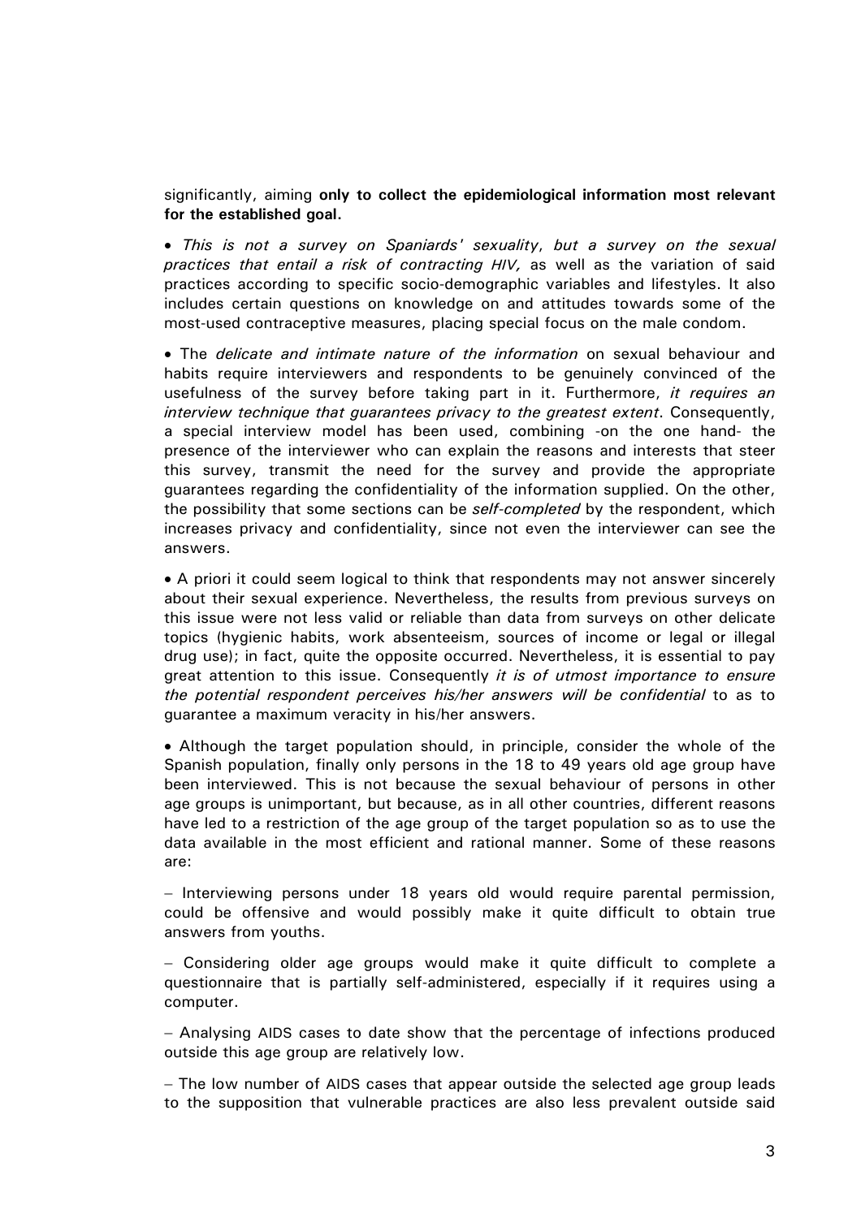significantly, aiming **only to collect the epidemiological information most relevant for the established goal.**

- *This is not a survey on Spaniards' sexuality*, *but a survey on the sexual practices that entail a risk of contracting HIV,* as well as the variation of said practices according to specific socio-demographic variables and lifestyles. It also includes certain questions on knowledge on and attitudes towards some of the most-used contraceptive measures, placing special focus on the male condom.

- The *delicate and intimate nature of the information* on sexual behaviour and habits require interviewers and respondents to be genuinely convinced of the usefulness of the survey before taking part in it. Furthermore, *it requires an interview technique that guarantees privacy to the greatest extent*. Consequently, a special interview model has been used, combining -on the one hand- the presence of the interviewer who can explain the reasons and interests that steer this survey, transmit the need for the survey and provide the appropriate guarantees regarding the confidentiality of the information supplied. On the other, the possibility that some sections can be *self-completed* by the respondent, which increases privacy and confidentiality, since not even the interviewer can see the answers.

- A priori it could seem logical to think that respondents may not answer sincerely about their sexual experience. Nevertheless, the results from previous surveys on this issue were not less valid or reliable than data from surveys on other delicate topics (hygienic habits, work absenteeism, sources of income or legal or illegal drug use); in fact, quite the opposite occurred. Nevertheless, it is essential to pay great attention to this issue. Consequently *it is of utmost importance to ensure the potential respondent perceives his/her answers will be confidential* to as to guarantee a maximum veracity in his/her answers.

- Although the target population should, in principle, consider the whole of the Spanish population, finally only persons in the 18 to 49 years old age group have been interviewed. This is not because the sexual behaviour of persons in other age groups is unimportant, but because, as in all other countries, different reasons have led to a restriction of the age group of the target population so as to use the data available in the most efficient and rational manner. Some of these reasons are:

– Interviewing persons under 18 years old would require parental permission, could be offensive and would possibly make it quite difficult to obtain true answers from youths.

– Considering older age groups would make it quite difficult to complete a questionnaire that is partially self-administered, especially if it requires using a computer.

– Analysing AIDS cases to date show that the percentage of infections produced outside this age group are relatively low.

– The low number of AIDS cases that appear outside the selected age group leads to the supposition that vulnerable practices are also less prevalent outside said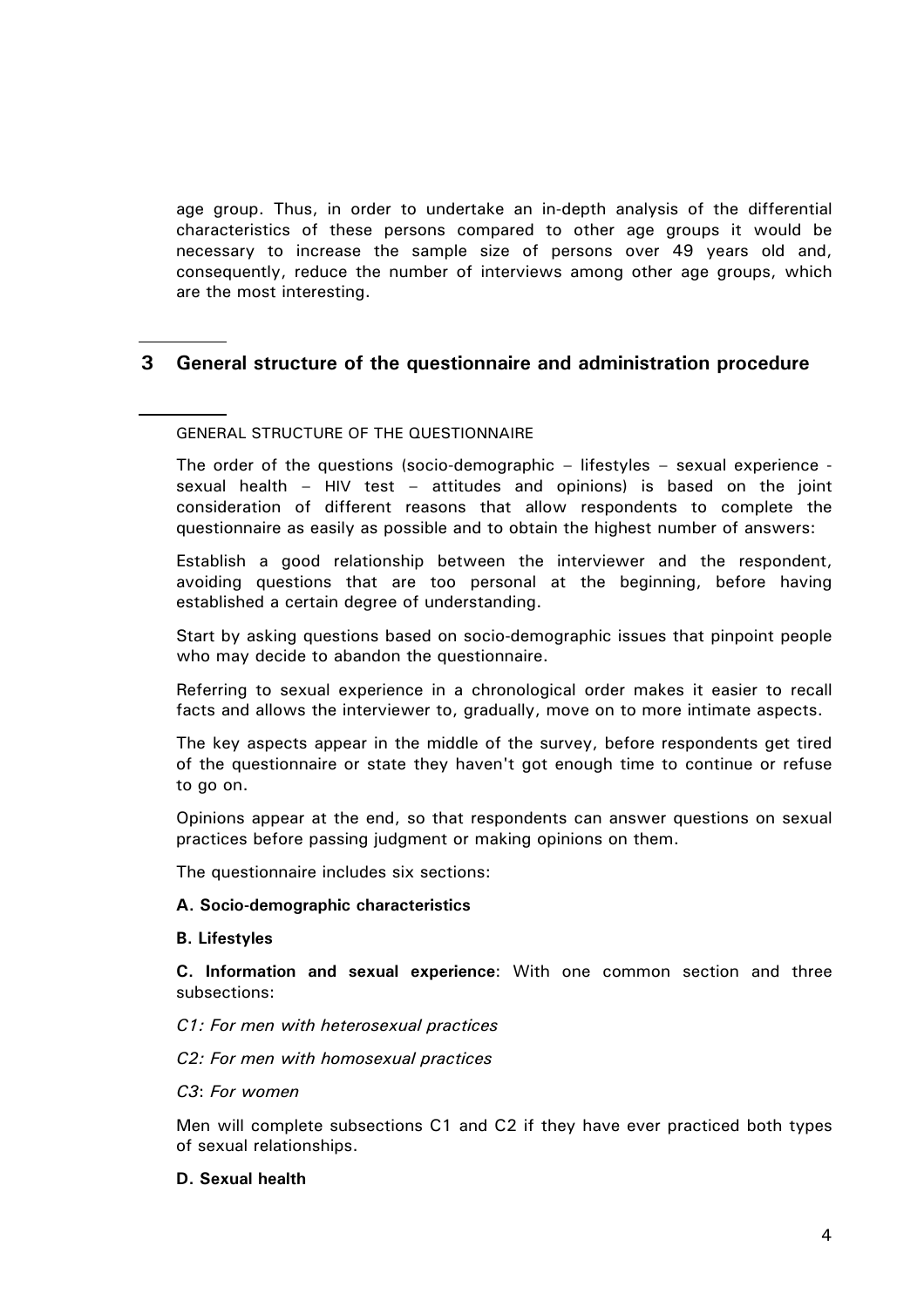age group. Thus, in order to undertake an in-depth analysis of the differential characteristics of these persons compared to other age groups it would be necessary to increase the sample size of persons over 49 years old and, consequently, reduce the number of interviews among other age groups, which are the most interesting.

## 3 General structure of the questionnaire and administration procedure

### GENERAL STRUCTURE OF THE QUESTIONNAIRE

The order of the questions (socio-demographic – lifestyles – sexual experience - sexual health – HIV test – attitudes and opinions) is based on the joint consideration of different reasons that allow respondents to complete the questionnaire as easily as possible and to obtain the highest number of answers:

Establish a good relationship between the interviewer and the respondent, avoiding questions that are too personal at the beginning, before having established a certain degree of understanding.

Start by asking questions based on socio-demographic issues that pinpoint people who may decide to abandon the questionnaire.

Referring to sexual experience in a chronological order makes it easier to recall facts and allows the interviewer to, gradually, move on to more intimate aspects.

The key aspects appear in the middle of the survey, before respondents get tired of the questionnaire or state they haven't got enough time to continue or refuse to go on.

Opinions appear at the end, so that respondents can answer questions on sexual practices before passing judgment or making opinions on them.

The questionnaire includes six sections:

**A. Socio-demographic characteristics**

**B. Lifestyles**

**C. Information and sexual experience**: With one common section and three subsections:

*C1: For men with heterosexual practices*

*C2: For men with homosexual practices*

*C3*: *For women*

Men will complete subsections C1 and C2 if they have ever practiced both types of sexual relationships.

**D. Sexual health**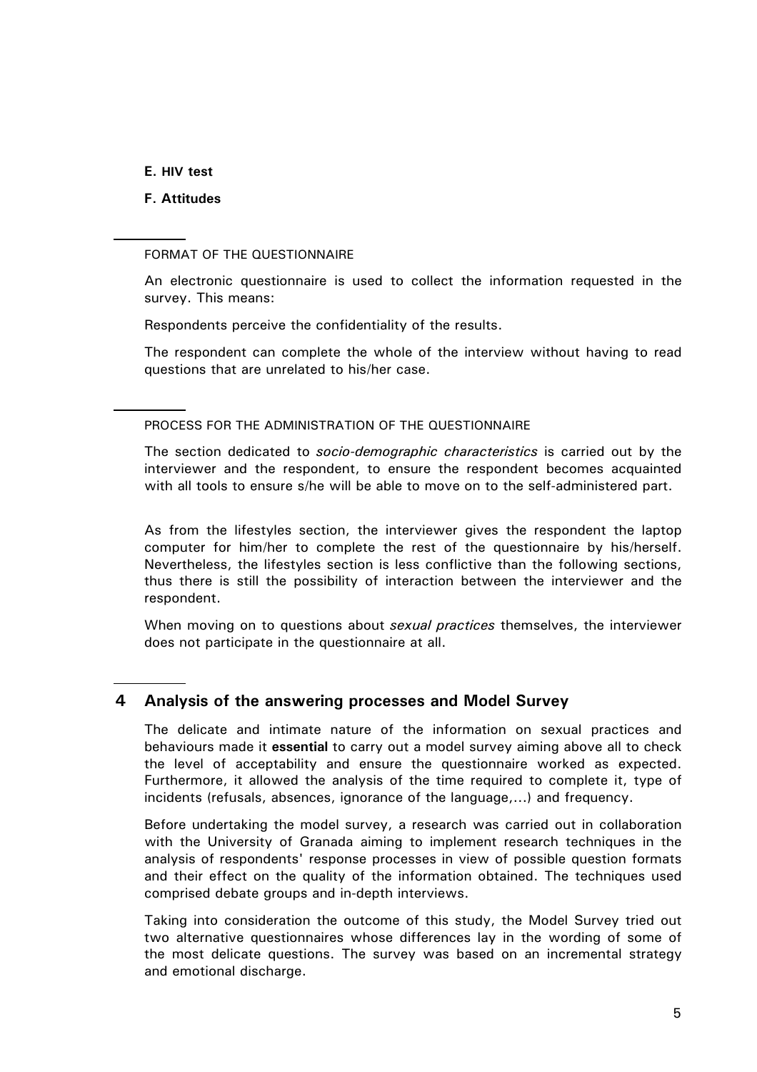**E. HIV test**

**F. Attitudes**

FORMAT OF THE QUESTIONNAIRE

An electronic questionnaire is used to collect the information requested in the survey. This means:

Respondents perceive the confidentiality of the results.

The respondent can complete the whole of the interview without having to read questions that are unrelated to his/her case.

PROCESS FOR THE ADMINISTRATION OF THE QUESTIONNAIRE

The section dedicated to *socio-demographic characteristics* is carried out by the interviewer and the respondent, to ensure the respondent becomes acquainted with all tools to ensure s/he will be able to move on to the self-administered part.

As from the lifestyles section, the interviewer gives the respondent the laptop computer for him/her to complete the rest of the questionnaire by his/herself. Nevertheless, the lifestyles section is less conflictive than the following sections, thus there is still the possibility of interaction between the interviewer and the respondent.

When moving on to questions about *sexual practices* themselves, the interviewer does not participate in the questionnaire at all.

## 4 Analysis of the answering processes and Model Survey

The delicate and intimate nature of the information on sexual practices and behaviours made it **essential** to carry out a model survey aiming above all to check the level of acceptability and ensure the questionnaire worked as expected. Furthermore, it allowed the analysis of the time required to complete it, type of incidents (refusals, absences, ignorance of the language,...) and frequency.

Before undertaking the model survey, a research was carried out in collaboration with the University of Granada aiming to implement research techniques in the analysis of respondents' response processes in view of possible question formats and their effect on the quality of the information obtained. The techniques used comprised debate groups and in-depth interviews.

Taking into consideration the outcome of this study, the Model Survey tried out two alternative questionnaires whose differences lay in the wording of some of the most delicate questions. The survey was based on an incremental strategy and emotional discharge.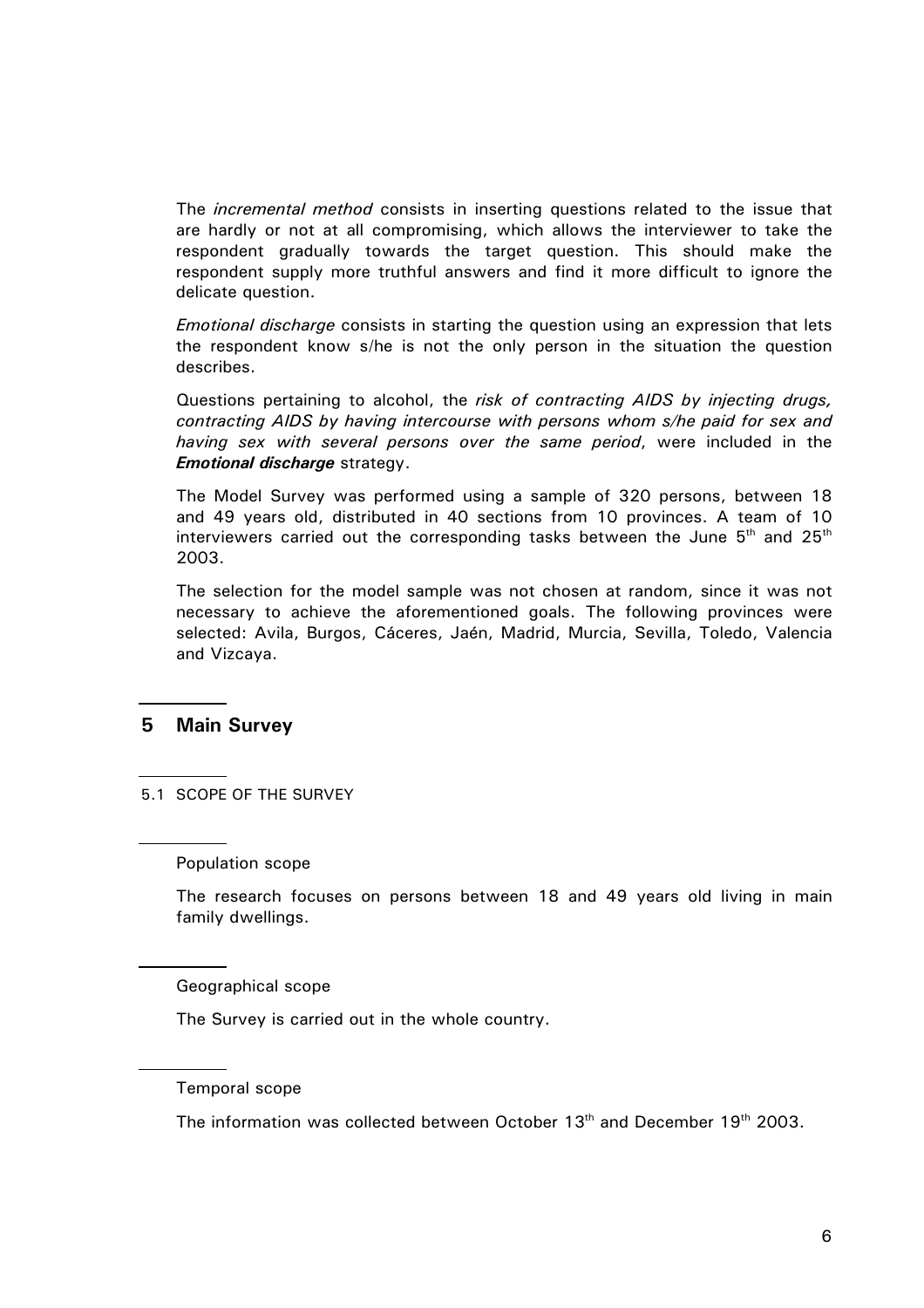The *incremental method* consists in inserting questions related to the issue that are hardly or not at all compromising, which allows the interviewer to take the respondent gradually towards the target question. This should make the respondent supply more truthful answers and find it more difficult to ignore the delicate question.

*Emotional discharge* consists in starting the question using an expression that lets the respondent know s/he is not the only person in the situation the question describes.

Questions pertaining to alcohol, the *risk of contracting AIDS by injecting drugs, contracting AIDS by having intercourse with persons whom s/he paid for sex and having sex with several persons over the same period*, were included in the ***Emotional discharge*** strategy.

The Model Survey was performed using a sample of 320 persons, between 18 and 49 years old, distributed in 40 sections from 10 provinces. A team of 10 interviewers carried out the corresponding tasks between the June 5th and 25th 2003.

The selection for the model sample was not chosen at random, since it was not necessary to achieve the aforementioned goals. The following provinces were selected: Avila, Burgos, Cáceres, Jaén, Madrid, Murcia, Sevilla, Toledo, Valencia and Vizcaya.

# 5 Main Survey

## 5.1 SCOPE OF THE SURVEY

### Population scope

The research focuses on persons between 18 and 49 years old living in main family dwellings.

### Geographical scope

The Survey is carried out in the whole country.

### Temporal scope

The information was collected between October 13th and December 19th 2003.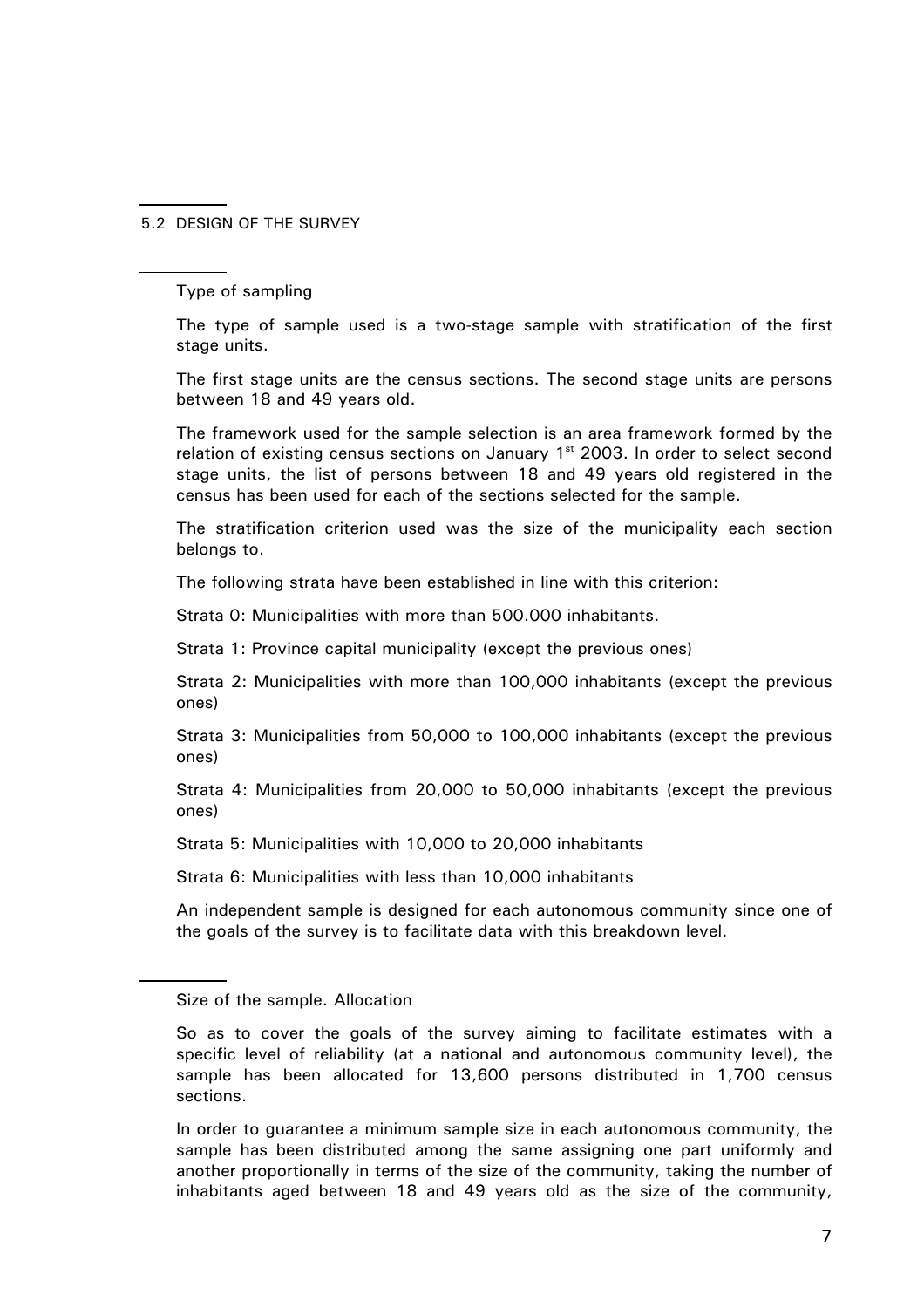## 5.2 DESIGN OF THE SURVEY

### Type of sampling

The type of sample used is a two-stage sample with stratification of the first stage units.

The first stage units are the census sections. The second stage units are persons between 18 and 49 years old.

The framework used for the sample selection is an area framework formed by the relation of existing census sections on January 1st 2003. In order to select second stage units, the list of persons between 18 and 49 years old registered in the census has been used for each of the sections selected for the sample.

The stratification criterion used was the size of the municipality each section belongs to.

The following strata have been established in line with this criterion:

Strata 0: Municipalities with more than 500.000 inhabitants.

Strata 1: Province capital municipality (except the previous ones)

Strata 2: Municipalities with more than 100,000 inhabitants (except the previous ones)

Strata 3: Municipalities from 50,000 to 100,000 inhabitants (except the previous ones)

Strata 4: Municipalities from 20,000 to 50,000 inhabitants (except the previous ones)

Strata 5: Municipalities with 10,000 to 20,000 inhabitants

Strata 6: Municipalities with less than 10,000 inhabitants

An independent sample is designed for each autonomous community since one of the goals of the survey is to facilitate data with this breakdown level.

### Size of the sample. Allocation

So as to cover the goals of the survey aiming to facilitate estimates with a specific level of reliability (at a national and autonomous community level), the sample has been allocated for 13,600 persons distributed in 1,700 census sections.

In order to guarantee a minimum sample size in each autonomous community, the sample has been distributed among the same assigning one part uniformly and another proportionally in terms of the size of the community, taking the number of inhabitants aged between 18 and 49 years old as the size of the community,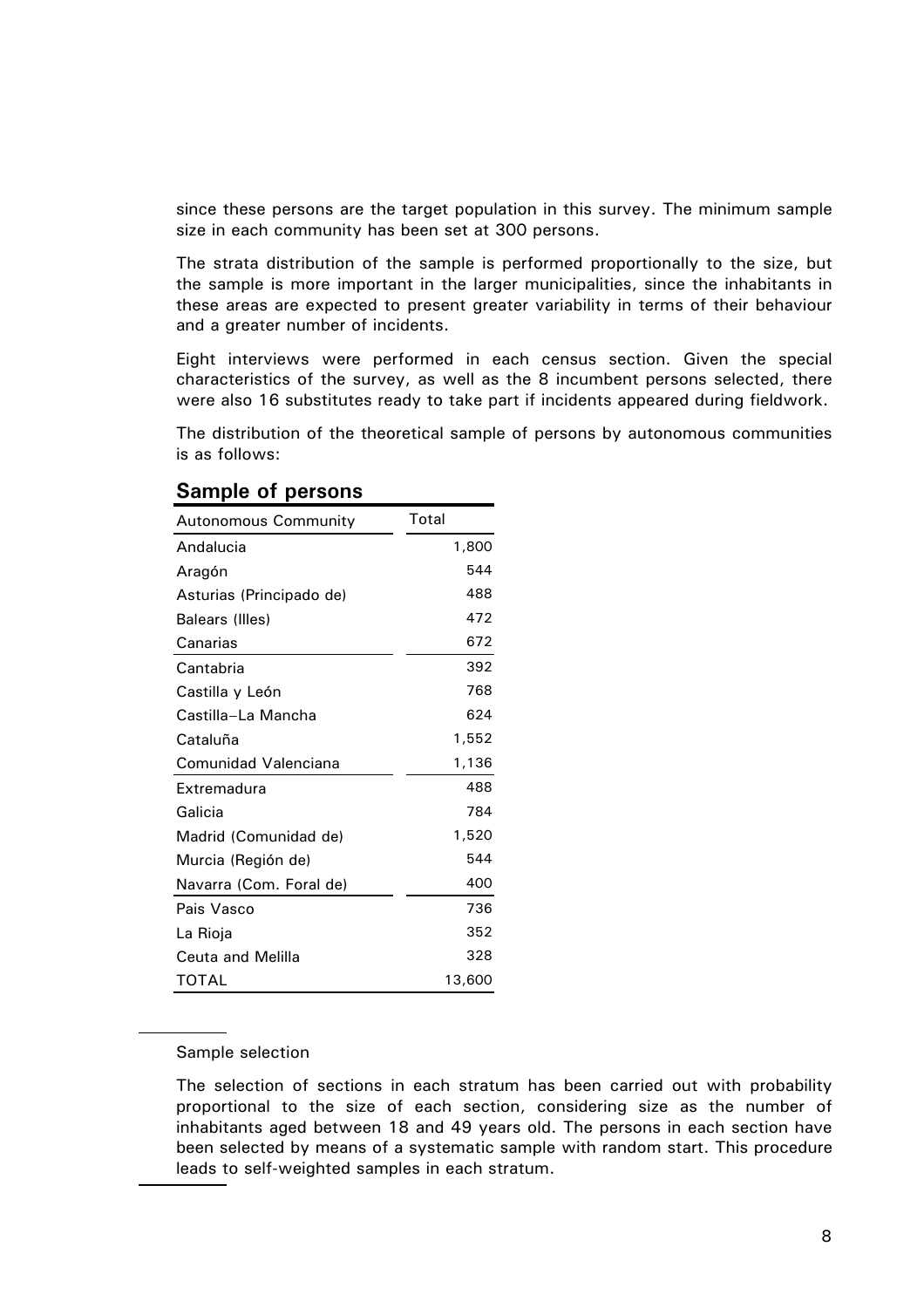since these persons are the target population in this survey. The minimum sample size in each community has been set at 300 persons.

The strata distribution of the sample is performed proportionally to the size, but the sample is more important in the larger municipalities, since the inhabitants in these areas are expected to present greater variability in terms of their behaviour and a greater number of incidents.

Eight interviews were performed in each census section. Given the special characteristics of the survey, as well as the 8 incumbent persons selected, there were also 16 substitutes ready to take part if incidents appeared during fieldwork.

The distribution of the theoretical sample of persons by autonomous communities is as follows:

## Sample of persons

| Autonomous Community | Total |
|---|---|
| Andalucia | 1,800 |
| Aragón | 544 |
| Asturias (Principado de) | 488 |
| Balears (Illes) | 472 |
| Canarias | 672 |
| Cantabria | 392 |
| Castilla y León | 768 |
| Castilla–La Mancha | 624 |
| Cataluña | 1,552 |
| Comunidad Valenciana | 1,136 |
| Extremadura | 488 |
| Galicia | 784 |
| Madrid (Comunidad de) | 1,520 |
| Murcia (Región de) | 544 |
| Navarra (Com. Foral de) | 400 |
| Pais Vasco | 736 |
| La Rioja | 352 |
| Ceuta and Melilla | 328 |
| TOTAL | 13,600 |

Sample selection

The selection of sections in each stratum has been carried out with probability proportional to the size of each section, considering size as the number of inhabitants aged between 18 and 49 years old. The persons in each section have been selected by means of a systematic sample with random start. This procedure leads to self-weighted samples in each stratum.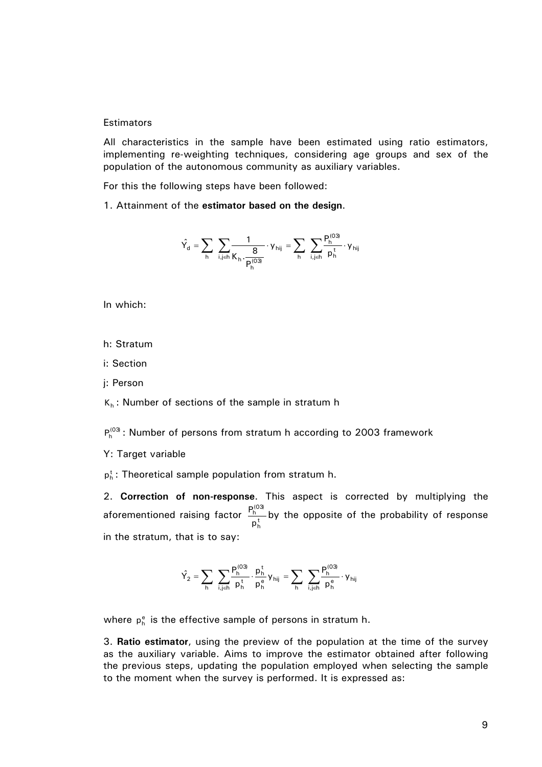Estimators

All characteristics in the sample have been estimated using ratio estimators, implementing re-weighting techniques, considering age groups and sex of the population of the autonomous community as auxiliary variables.

For this the following steps have been followed:

1. Attainment of the **estimator based on the design**.

$$\hat{Y}_d = \sum_h \sum_{i,j \in h} \frac{1}{K_h \cdot \frac{8}{P_h^{(03)}}} \cdot y_{hij} = \sum_h \sum_{i,j \in h} \frac{P_h^{(03)}}{p_h^t} \cdot y_{hij}$$

In which:

h: Stratum

i: Section

j: Person

$K_h$ : Number of sections of the sample in stratum h

$P_h^{(03)}$ : Number of persons from stratum h according to 2003 framework

Y: Target variable

$p_h^t$ : Theoretical sample population from stratum h.

2. **Correction of non-response**. This aspect is corrected by multiplying the aforementioned raising factor $\frac{P_h^{(03)}}{p_h^t}$ by the opposite of the probability of response in the stratum, that is to say:

$$\hat{Y}_2 = \sum_h \sum_{i,j \in h} \frac{P_h^{(03)}}{p_h^t} \cdot \frac{p_h^t}{p_h^e} y_{hij} = \sum_h \sum_{i,j \in h} \frac{P_h^{(03)}}{p_h^e} \cdot y_{hij}$$

where $p_h^e$ is the effective sample of persons in stratum h.

3. **Ratio estimator**, using the preview of the population at the time of the survey as the auxiliary variable. Aims to improve the estimator obtained after following the previous steps, updating the population employed when selecting the sample to the moment when the survey is performed. It is expressed as: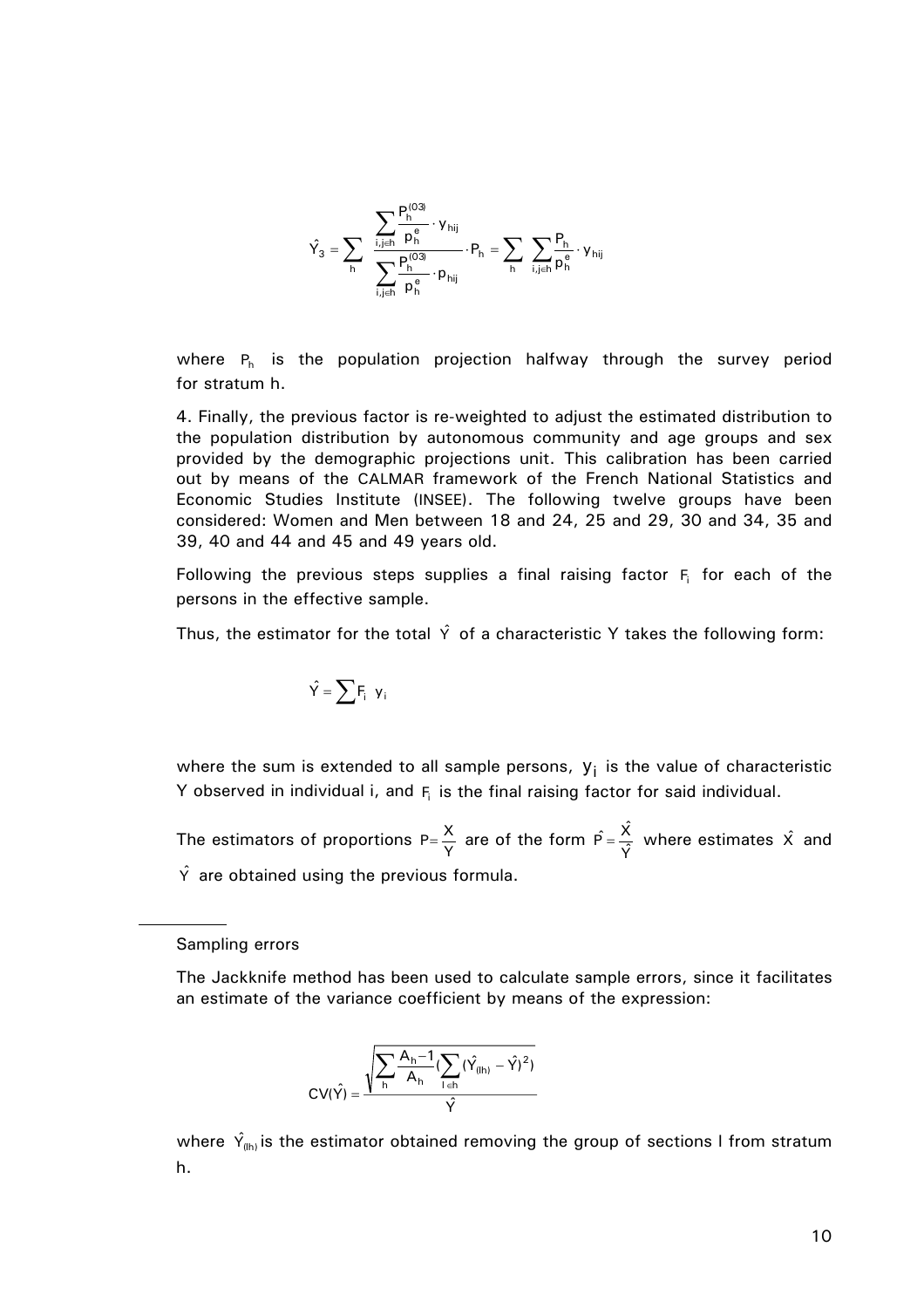$$\hat{Y}_3 = \sum_h \frac{\displaystyle\sum_{i,j \in h} \frac{P_h^{(03)}}{p_h^e} \cdot y_{hij}}{\displaystyle\sum_{i,j \in h} \frac{P_h^{(03)}}{p_h^e} \cdot p_{hij}} \cdot P_h = \sum_h \sum_{i,j \in h} \frac{P_h}{p_h^e} \cdot y_{hij}$$

where $P_h$ is the population projection halfway through the survey period for stratum h.

4. Finally, the previous factor is re-weighted to adjust the estimated distribution to the population distribution by autonomous community and age groups and sex provided by the demographic projections unit. This calibration has been carried out by means of the CALMAR framework of the French National Statistics and Economic Studies Institute (INSEE). The following twelve groups have been considered: Women and Men between 18 and 24, 25 and 29, 30 and 34, 35 and 39, 40 and 44 and 45 and 49 years old.

Following the previous steps supplies a final raising factor $F_i$ for each of the persons in the effective sample.

Thus, the estimator for the total $\hat{Y}$ of a characteristic Y takes the following form:

$$\hat{Y} = \sum F_i \ y_i$$

where the sum is extended to all sample persons, $y_i$ is the value of characteristic Y observed in individual i, and $F_i$ is the final raising factor for said individual.

The estimators of proportions $P = \frac{X}{Y}$ are of the form $\hat{P} = \frac{\hat{X}}{\hat{Y}}$ where estimates $\hat{X}$ and $\hat{Y}$ are obtained using the previous formula.

Sampling errors

The Jackknife method has been used to calculate sample errors, since it facilitates an estimate of the variance coefficient by means of the expression:

$$CV(\hat{Y}) = \frac{\sqrt{\displaystyle\sum_h \frac{A_h - 1}{A_h} \left( \sum_{l \in h} (\hat{Y}_{(lh)} - \hat{Y})^2 \right)}}{\hat{Y}}$$

where $\hat{Y}_{(lh)}$ is the estimator obtained removing the group of sections l from stratum h.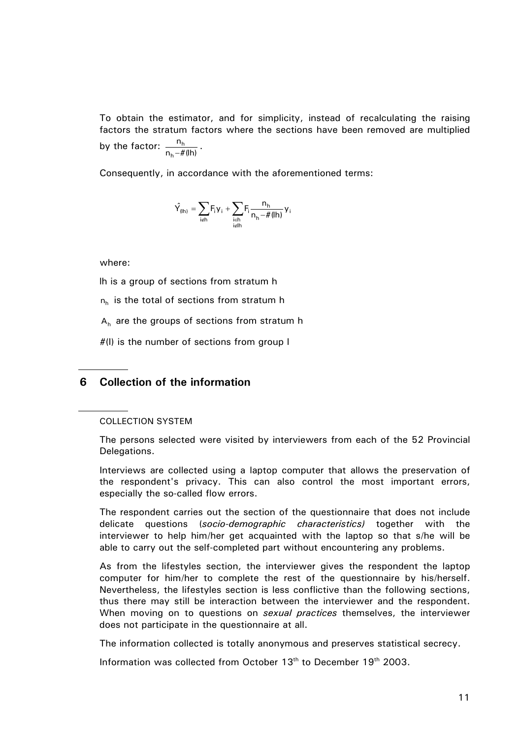To obtain the estimator, and for simplicity, instead of recalculating the raising factors the stratum factors where the sections have been removed are multiplied by the factor: $\frac{n_h}{n_h - \#(lh)}$.

Consequently, in accordance with the aforementioned terms:

$$\hat{Y}_{(lh)} = \sum_{i \notin h} F_i y_i + \sum_{\substack{i \in h \\ i \notin lh}} F_i \frac{n_h}{n_h - \#(lh)} y_i$$

where:

lh is a group of sections from stratum h

$n_h$ is the total of sections from stratum h

$A_h$ are the groups of sections from stratum h

#(l) is the number of sections from group l

## 6 Collection of the information

COLLECTION SYSTEM

The persons selected were visited by interviewers from each of the 52 Provincial Delegations.

Interviews are collected using a laptop computer that allows the preservation of the respondent's privacy. This can also control the most important errors, especially the so-called flow errors.

The respondent carries out the section of the questionnaire that does not include delicate questions (*socio-demographic characteristics)* together with the interviewer to help him/her get acquainted with the laptop so that s/he will be able to carry out the self-completed part without encountering any problems.

As from the lifestyles section, the interviewer gives the respondent the laptop computer for him/her to complete the rest of the questionnaire by his/herself. Nevertheless, the lifestyles section is less conflictive than the following sections, thus there may still be interaction between the interviewer and the respondent. When moving on to questions on *sexual practices* themselves, the interviewer does not participate in the questionnaire at all.

The information collected is totally anonymous and preserves statistical secrecy.

Information was collected from October 13th to December 19th 2003.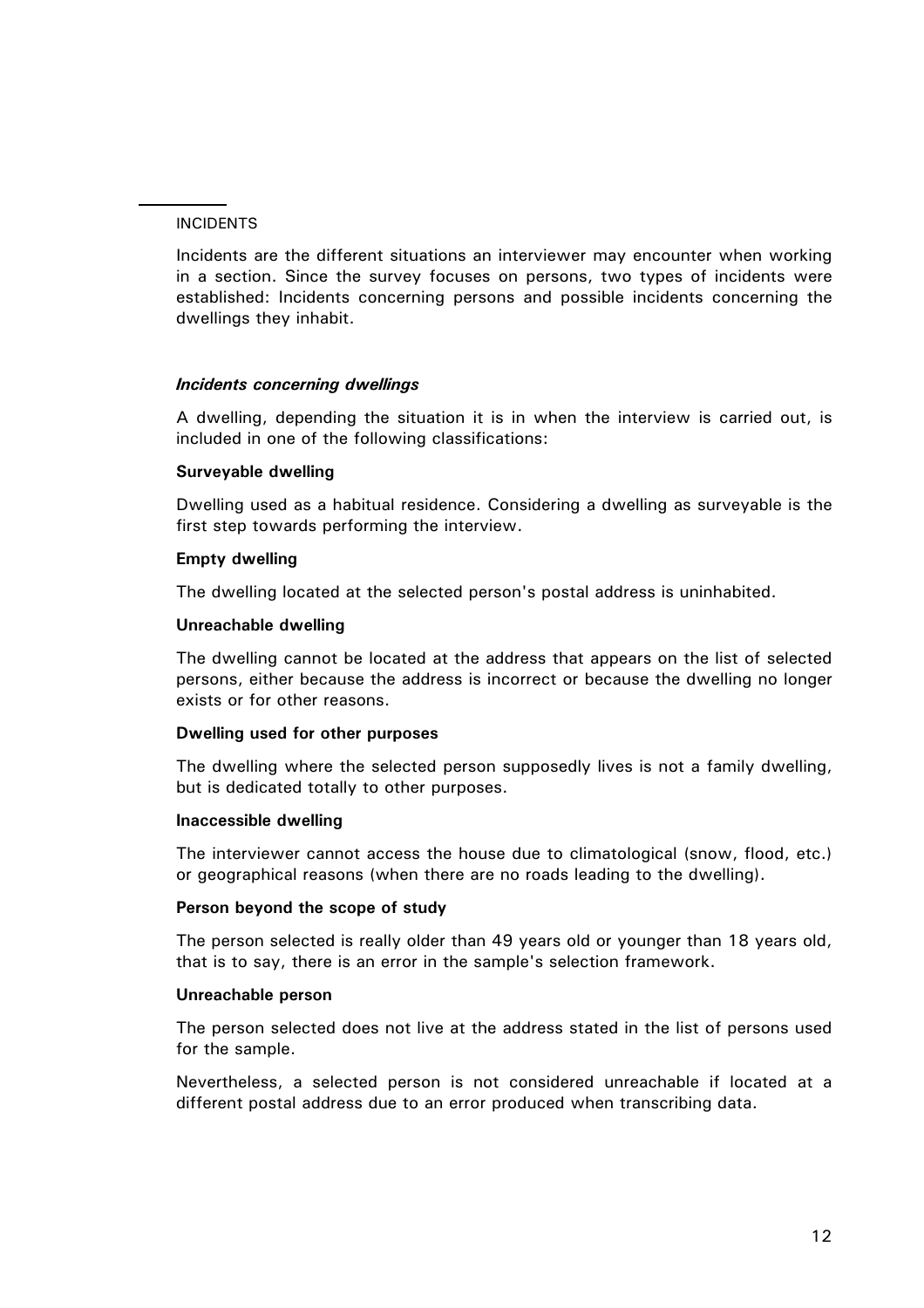## INCIDENTS

Incidents are the different situations an interviewer may encounter when working in a section. Since the survey focuses on persons, two types of incidents were established: Incidents concerning persons and possible incidents concerning the dwellings they inhabit.

### *Incidents concerning dwellings*

A dwelling, depending the situation it is in when the interview is carried out, is included in one of the following classifications:

**Surveyable dwelling**

Dwelling used as a habitual residence. Considering a dwelling as surveyable is the first step towards performing the interview.

**Empty dwelling**

The dwelling located at the selected person's postal address is uninhabited.

**Unreachable dwelling**

The dwelling cannot be located at the address that appears on the list of selected persons, either because the address is incorrect or because the dwelling no longer exists or for other reasons.

**Dwelling used for other purposes**

The dwelling where the selected person supposedly lives is not a family dwelling, but is dedicated totally to other purposes.

**Inaccessible dwelling**

The interviewer cannot access the house due to climatological (snow, flood, etc.) or geographical reasons (when there are no roads leading to the dwelling).

**Person beyond the scope of study**

The person selected is really older than 49 years old or younger than 18 years old, that is to say, there is an error in the sample's selection framework.

**Unreachable person**

The person selected does not live at the address stated in the list of persons used for the sample.

Nevertheless, a selected person is not considered unreachable if located at a different postal address due to an error produced when transcribing data.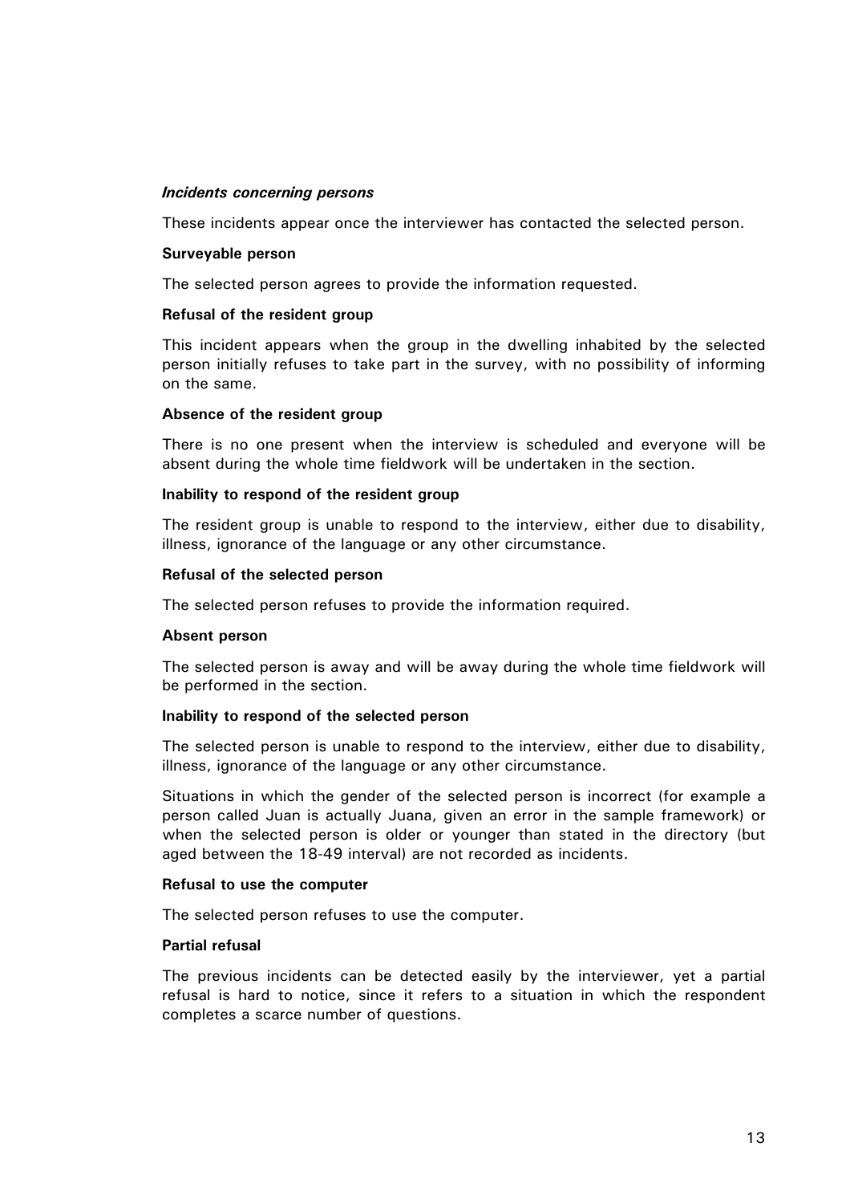***Incidents concerning persons***

These incidents appear once the interviewer has contacted the selected person.

**Surveyable person**

The selected person agrees to provide the information requested.

**Refusal of the resident group**

This incident appears when the group in the dwelling inhabited by the selected person initially refuses to take part in the survey, with no possibility of informing on the same.

**Absence of the resident group**

There is no one present when the interview is scheduled and everyone will be absent during the whole time fieldwork will be undertaken in the section.

**Inability to respond of the resident group**

The resident group is unable to respond to the interview, either due to disability, illness, ignorance of the language or any other circumstance.

**Refusal of the selected person**

The selected person refuses to provide the information required.

**Absent person**

The selected person is away and will be away during the whole time fieldwork will be performed in the section.

**Inability to respond of the selected person**

The selected person is unable to respond to the interview, either due to disability, illness, ignorance of the language or any other circumstance.

Situations in which the gender of the selected person is incorrect (for example a person called Juan is actually Juana, given an error in the sample framework) or when the selected person is older or younger than stated in the directory (but aged between the 18-49 interval) are not recorded as incidents.

**Refusal to use the computer**

The selected person refuses to use the computer.

**Partial refusal**

The previous incidents can be detected easily by the interviewer, yet a partial refusal is hard to notice, since it refers to a situation in which the respondent completes a scarce number of questions.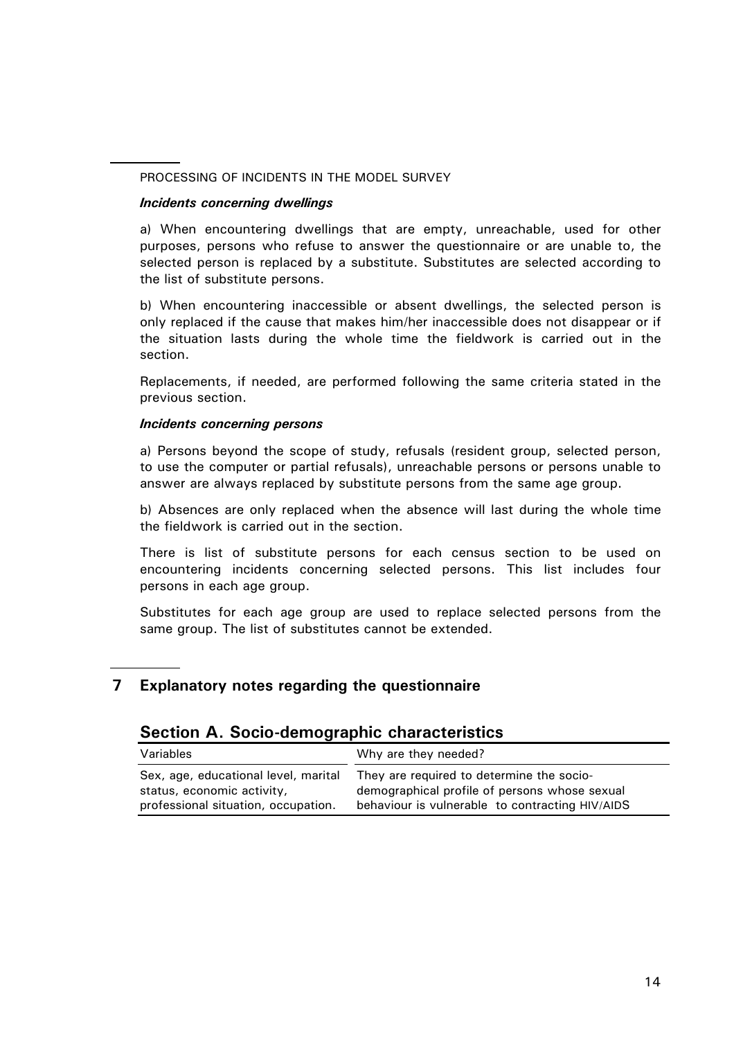PROCESSING OF INCIDENTS IN THE MODEL SURVEY

***Incidents concerning dwellings***

a) When encountering dwellings that are empty, unreachable, used for other purposes, persons who refuse to answer the questionnaire or are unable to, the selected person is replaced by a substitute. Substitutes are selected according to the list of substitute persons.

b) When encountering inaccessible or absent dwellings, the selected person is only replaced if the cause that makes him/her inaccessible does not disappear or if the situation lasts during the whole time the fieldwork is carried out in the section.

Replacements, if needed, are performed following the same criteria stated in the previous section.

***Incidents concerning persons***

a) Persons beyond the scope of study, refusals (resident group, selected person, to use the computer or partial refusals), unreachable persons or persons unable to answer are always replaced by substitute persons from the same age group.

b) Absences are only replaced when the absence will last during the whole time the fieldwork is carried out in the section.

There is list of substitute persons for each census section to be used on encountering incidents concerning selected persons. This list includes four persons in each age group.

Substitutes for each age group are used to replace selected persons from the same group. The list of substitutes cannot be extended.

## 7 Explanatory notes regarding the questionnaire

### Section A. Socio-demographic characteristics

| Variables | Why are they needed? |
|---|---|
| Sex, age, educational level, marital status, economic activity, professional situation, occupation. | They are required to determine the socio-demographical profile of persons whose sexual behaviour is vulnerable to contracting HIV/AIDS |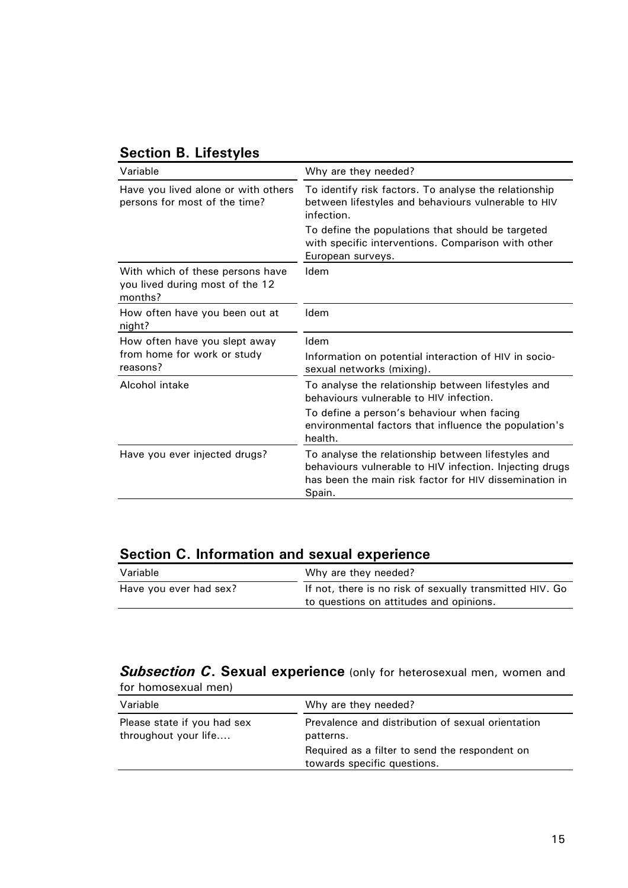## Section B. Lifestyles

| Variable | Why are they needed? |
|---|---|
| Have you lived alone or with others persons for most of the time? | To identify risk factors. To analyse the relationship between lifestyles and behaviours vulnerable to HIV infection.<br>To define the populations that should be targeted with specific interventions. Comparison with other European surveys. |
| With which of these persons have you lived during most of the 12 months? | Idem |
| How often have you been out at night? | Idem |
| How often have you slept away from home for work or study reasons? | Idem<br>Information on potential interaction of HIV in socio-sexual networks (mixing). |
| Alcohol intake | To analyse the relationship between lifestyles and behaviours vulnerable to HIV infection.<br>To define a person's behaviour when facing environmental factors that influence the population's health. |
| Have you ever injected drugs? | To analyse the relationship between lifestyles and behaviours vulnerable to HIV infection. Injecting drugs has been the main risk factor for HIV dissemination in Spain. |

## Section C. Information and sexual experience

| Variable | Why are they needed? |
|---|---|
| Have you ever had sex? | If not, there is no risk of sexually transmitted HIV. Go to questions on attitudes and opinions. |

## *Subsection C*. Sexual experience (only for heterosexual men, women and for homosexual men)

| Variable | Why are they needed? |
|---|---|
| Please state if you had sex throughout your life.... | Prevalence and distribution of sexual orientation patterns.<br>Required as a filter to send the respondent on towards specific questions. |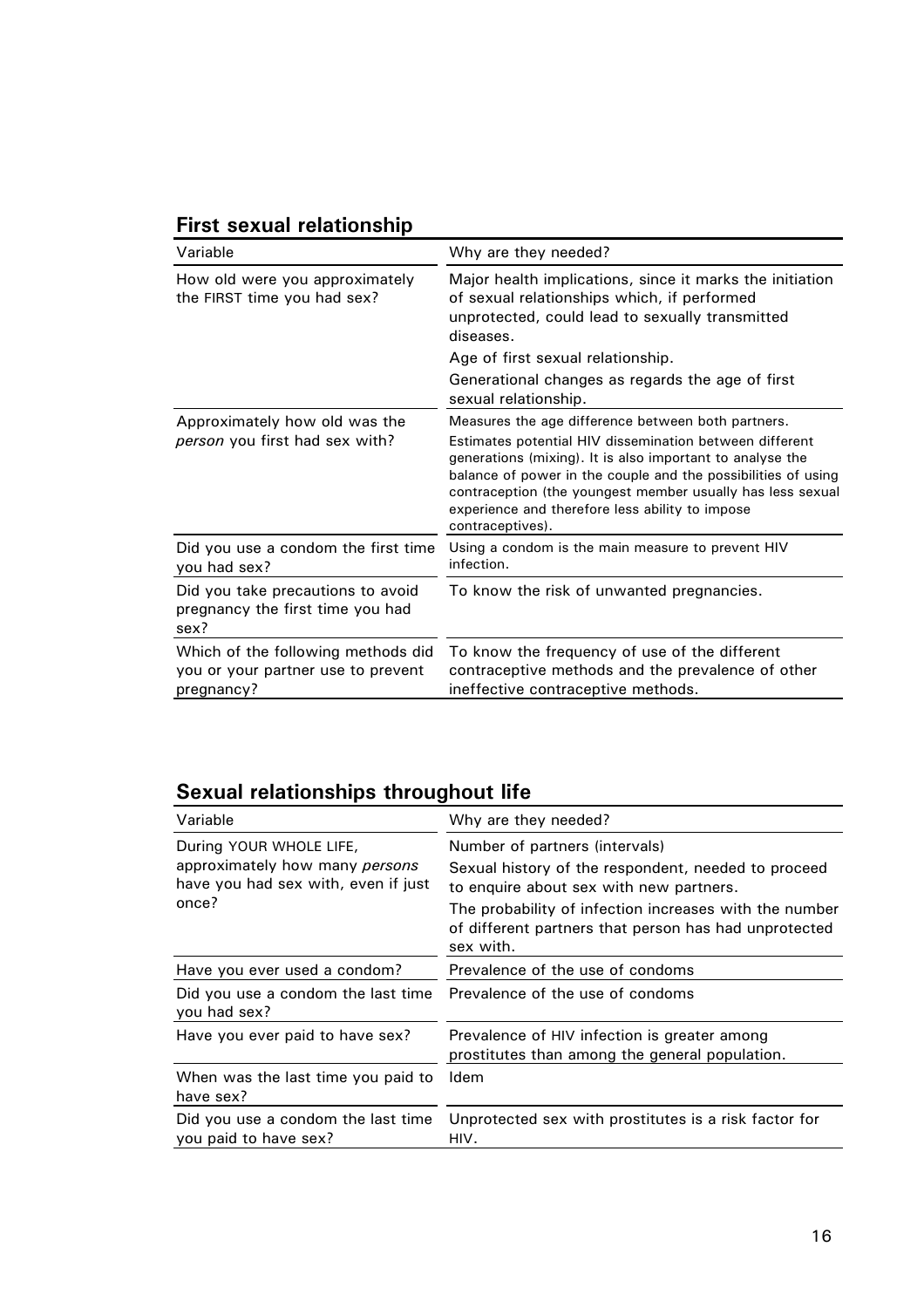## First sexual relationship

| Variable | Why are they needed? |
|---|---|
| How old were you approximately the FIRST time you had sex? | Major health implications, since it marks the initiation of sexual relationships which, if performed unprotected, could lead to sexually transmitted diseases.<br>Age of first sexual relationship.<br>Generational changes as regards the age of first sexual relationship. |
| Approximately how old was the *person* you first had sex with? | Measures the age difference between both partners.<br>Estimates potential HIV dissemination between different generations (mixing). It is also important to analyse the balance of power in the couple and the possibilities of using contraception (the youngest member usually has less sexual experience and therefore less ability to impose contraceptives). |
| Did you use a condom the first time you had sex? | Using a condom is the main measure to prevent HIV infection. |
| Did you take precautions to avoid pregnancy the first time you had sex? | To know the risk of unwanted pregnancies. |
| Which of the following methods did you or your partner use to prevent pregnancy? | To know the frequency of use of the different contraceptive methods and the prevalence of other ineffective contraceptive methods. |

## Sexual relationships throughout life

| Variable | Why are they needed? |
|---|---|
| During YOUR WHOLE LIFE, approximately how many *persons* have you had sex with, even if just once? | Number of partners (intervals)<br>Sexual history of the respondent, needed to proceed to enquire about sex with new partners.<br>The probability of infection increases with the number of different partners that person has had unprotected sex with. |
| Have you ever used a condom? | Prevalence of the use of condoms |
| Did you use a condom the last time you had sex? | Prevalence of the use of condoms |
| Have you ever paid to have sex? | Prevalence of HIV infection is greater among prostitutes than among the general population. |
| When was the last time you paid to have sex? | Idem |
| Did you use a condom the last time you paid to have sex? | Unprotected sex with prostitutes is a risk factor for HIV. |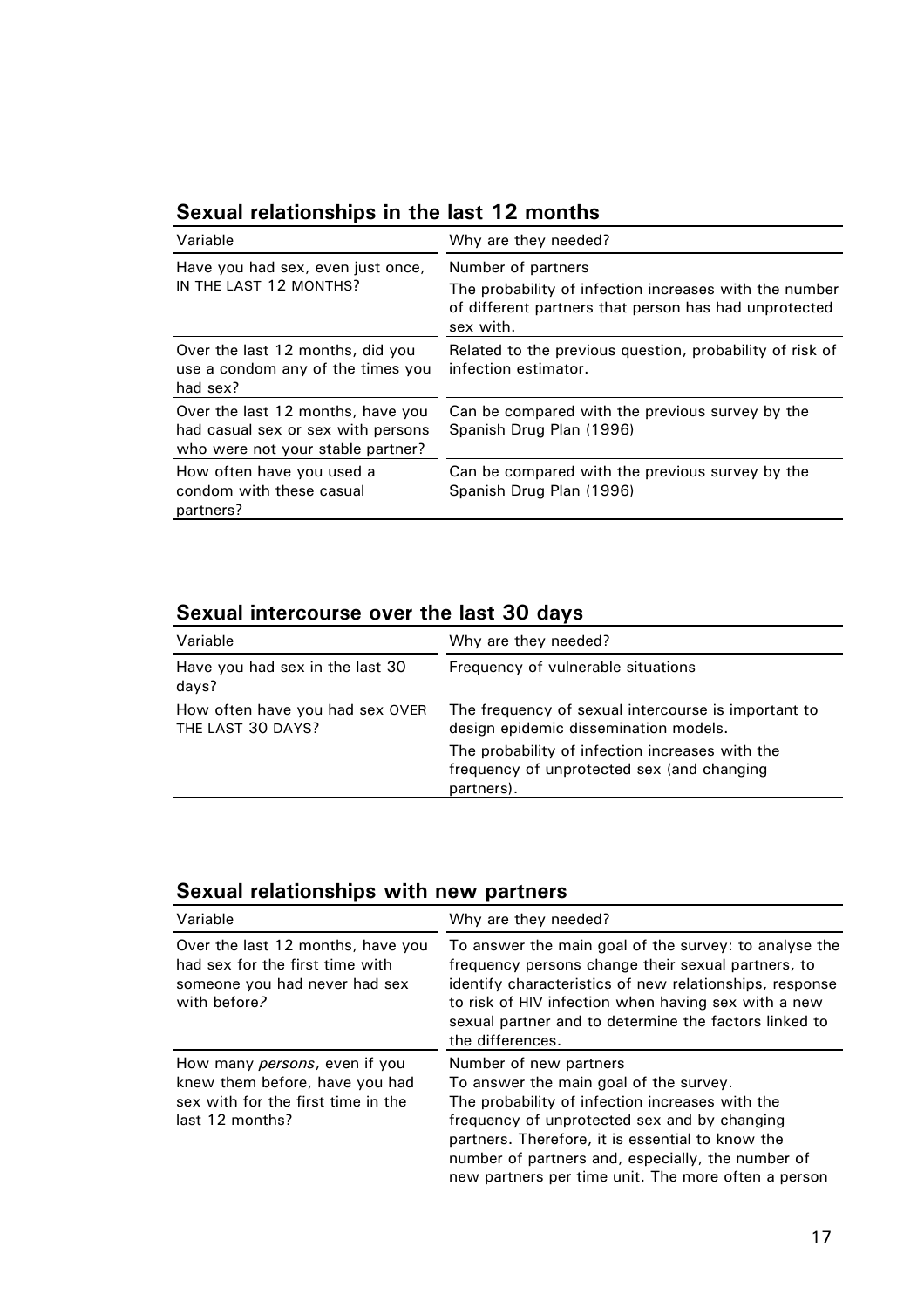## Sexual relationships in the last 12 months

| Variable | Why are they needed? |
|---|---|
| Have you had sex, even just once, IN THE LAST 12 MONTHS? | Number of partners<br>The probability of infection increases with the number of different partners that person has had unprotected sex with. |
| Over the last 12 months, did you use a condom any of the times you had sex? | Related to the previous question, probability of risk of infection estimator. |
| Over the last 12 months, have you had casual sex or sex with persons who were not your stable partner? | Can be compared with the previous survey by the Spanish Drug Plan (1996) |
| How often have you used a condom with these casual partners? | Can be compared with the previous survey by the Spanish Drug Plan (1996) |

## Sexual intercourse over the last 30 days

| Variable | Why are they needed? |
|---|---|
| Have you had sex in the last 30 days? | Frequency of vulnerable situations |
| How often have you had sex OVER THE LAST 30 DAYS? | The frequency of sexual intercourse is important to design epidemic dissemination models.<br>The probability of infection increases with the frequency of unprotected sex (and changing partners). |

## Sexual relationships with new partners

| Variable | Why are they needed? |
|---|---|
| Over the last 12 months, have you had sex for the first time with someone you had never had sex with before? | To answer the main goal of the survey: to analyse the frequency persons change their sexual partners, to identify characteristics of new relationships, response to risk of HIV infection when having sex with a new sexual partner and to determine the factors linked to the differences. |
| How many *persons*, even if you knew them before, have you had sex with for the first time in the last 12 months? | Number of new partners<br>To answer the main goal of the survey.<br>The probability of infection increases with the frequency of unprotected sex and by changing partners. Therefore, it is essential to know the number of partners and, especially, the number of new partners per time unit. The more often a person |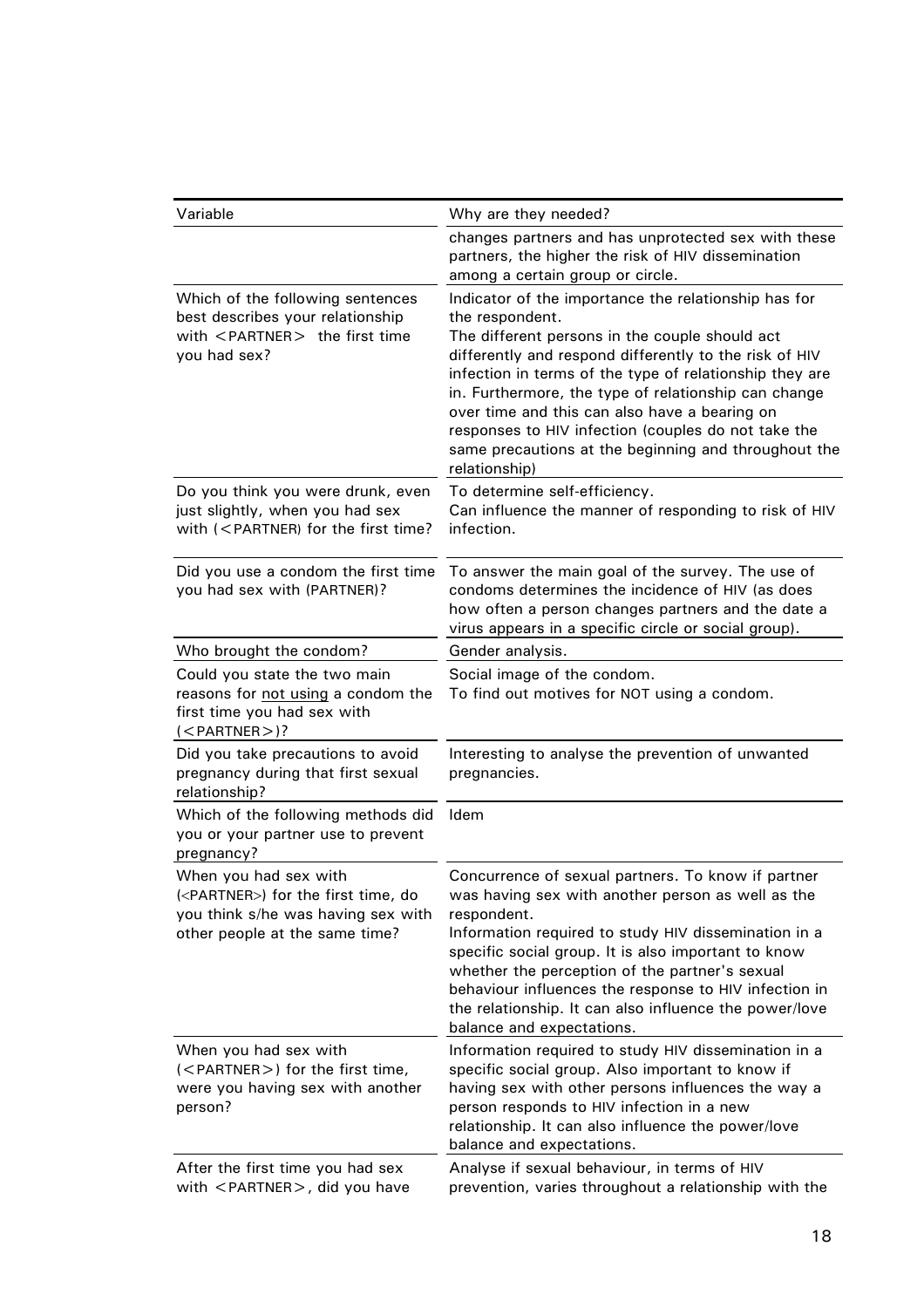| Variable | Why are they needed? |
|---|---|
| | changes partners and has unprotected sex with these partners, the higher the risk of HIV dissemination among a certain group or circle. |
| Which of the following sentences best describes your relationship with <PARTNER> the first time you had sex? | Indicator of the importance the relationship has for the respondent. The different persons in the couple should act differently and respond differently to the risk of HIV infection in terms of the type of relationship they are in. Furthermore, the type of relationship can change over time and this can also have a bearing on responses to HIV infection (couples do not take the same precautions at the beginning and throughout the relationship) |
| Do you think you were drunk, even just slightly, when you had sex with (<PARTNER) for the first time? | To determine self-efficiency. Can influence the manner of responding to risk of HIV infection. |
| Did you use a condom the first time you had sex with (PARTNER)? | To answer the main goal of the survey. The use of condoms determines the incidence of HIV (as does how often a person changes partners and the date a virus appears in a specific circle or social group). |
| Who brought the condom? | Gender analysis. |
| Could you state the two main reasons for <u>not using</u> a condom the first time you had sex with (<PARTNER>)? | Social image of the condom. To find out motives for NOT using a condom. |
| Did you take precautions to avoid pregnancy during that first sexual relationship? | Interesting to analyse the prevention of unwanted pregnancies. |
| Which of the following methods did you or your partner use to prevent pregnancy? | Idem |
| When you had sex with (<PARTNER>) for the first time, do you think s/he was having sex with other people at the same time? | Concurrence of sexual partners. To know if partner was having sex with another person as well as the respondent. Information required to study HIV dissemination in a specific social group. It is also important to know whether the perception of the partner's sexual behaviour influences the response to HIV infection in the relationship. It can also influence the power/love balance and expectations. |
| When you had sex with (<PARTNER>) for the first time, were you having sex with another person? | Information required to study HIV dissemination in a specific social group. Also important to know if having sex with other persons influences the way a person responds to HIV infection in a new relationship. It can also influence the power/love balance and expectations. |
| After the first time you had sex with <PARTNER>, did you have | Analyse if sexual behaviour, in terms of HIV prevention, varies throughout a relationship with the |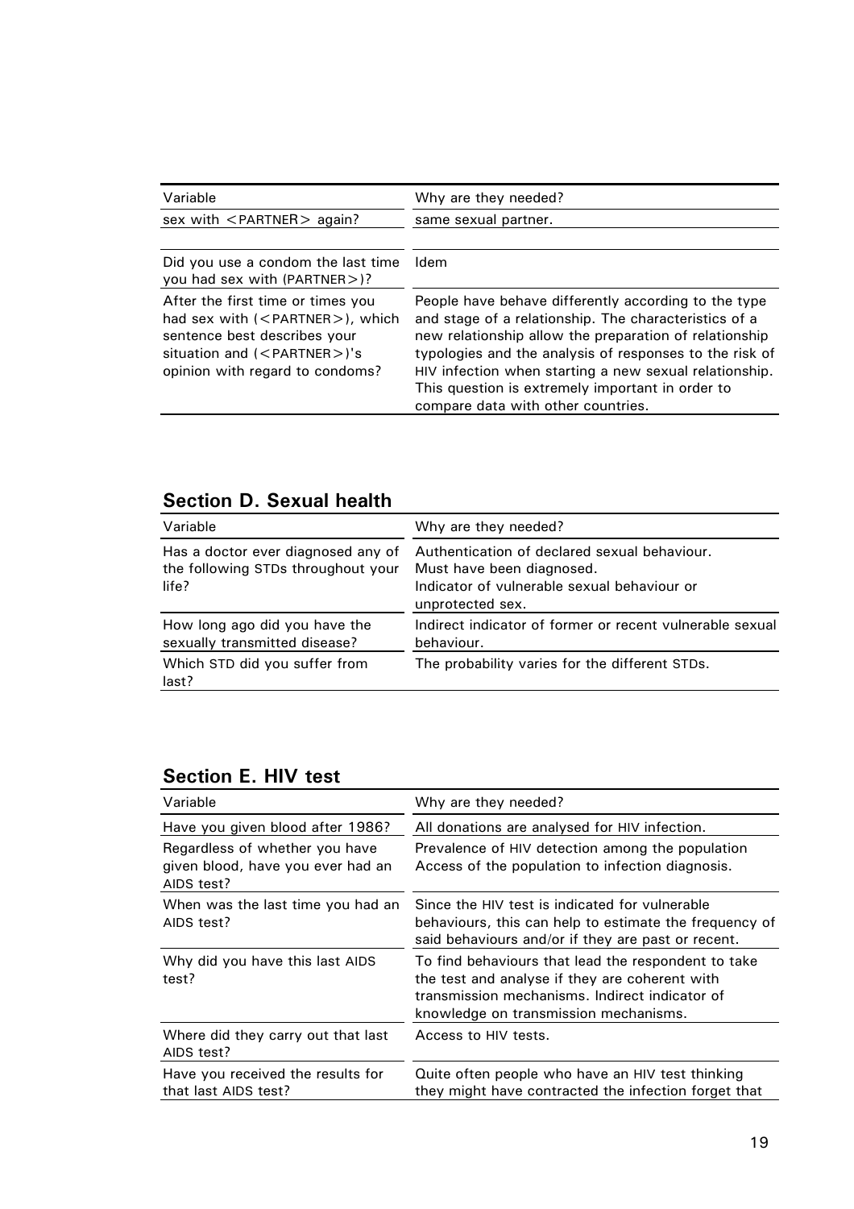| Variable | Why are they needed? |
|---|---|
| sex with <PARTNER> again? | same sexual partner. |
| | |
| Did you use a condom the last time you had sex with (PARTNER>)? | Idem |
| After the first time or times you had sex with (<PARTNER>), which sentence best describes your situation and (<PARTNER>)'s opinion with regard to condoms? | People have behave differently according to the type and stage of a relationship. The characteristics of a new relationship allow the preparation of relationship typologies and the analysis of responses to the risk of HIV infection when starting a new sexual relationship. This question is extremely important in order to compare data with other countries. |

## Section D. Sexual health

| Variable | Why are they needed? |
|---|---|
| Has a doctor ever diagnosed any of the following STDs throughout your life? | Authentication of declared sexual behaviour. Must have been diagnosed. Indicator of vulnerable sexual behaviour or unprotected sex. |
| How long ago did you have the sexually transmitted disease? | Indirect indicator of former or recent vulnerable sexual behaviour. |
| Which STD did you suffer from last? | The probability varies for the different STDs. |

## Section E. HIV test

| Variable | Why are they needed? |
|---|---|
| Have you given blood after 1986? | All donations are analysed for HIV infection. |
| Regardless of whether you have given blood, have you ever had an AIDS test? | Prevalence of HIV detection among the population Access of the population to infection diagnosis. |
| When was the last time you had an AIDS test? | Since the HIV test is indicated for vulnerable behaviours, this can help to estimate the frequency of said behaviours and/or if they are past or recent. |
| Why did you have this last AIDS test? | To find behaviours that lead the respondent to take the test and analyse if they are coherent with transmission mechanisms. Indirect indicator of knowledge on transmission mechanisms. |
| Where did they carry out that last AIDS test? | Access to HIV tests. |
| Have you received the results for that last AIDS test? | Quite often people who have an HIV test thinking they might have contracted the infection forget that |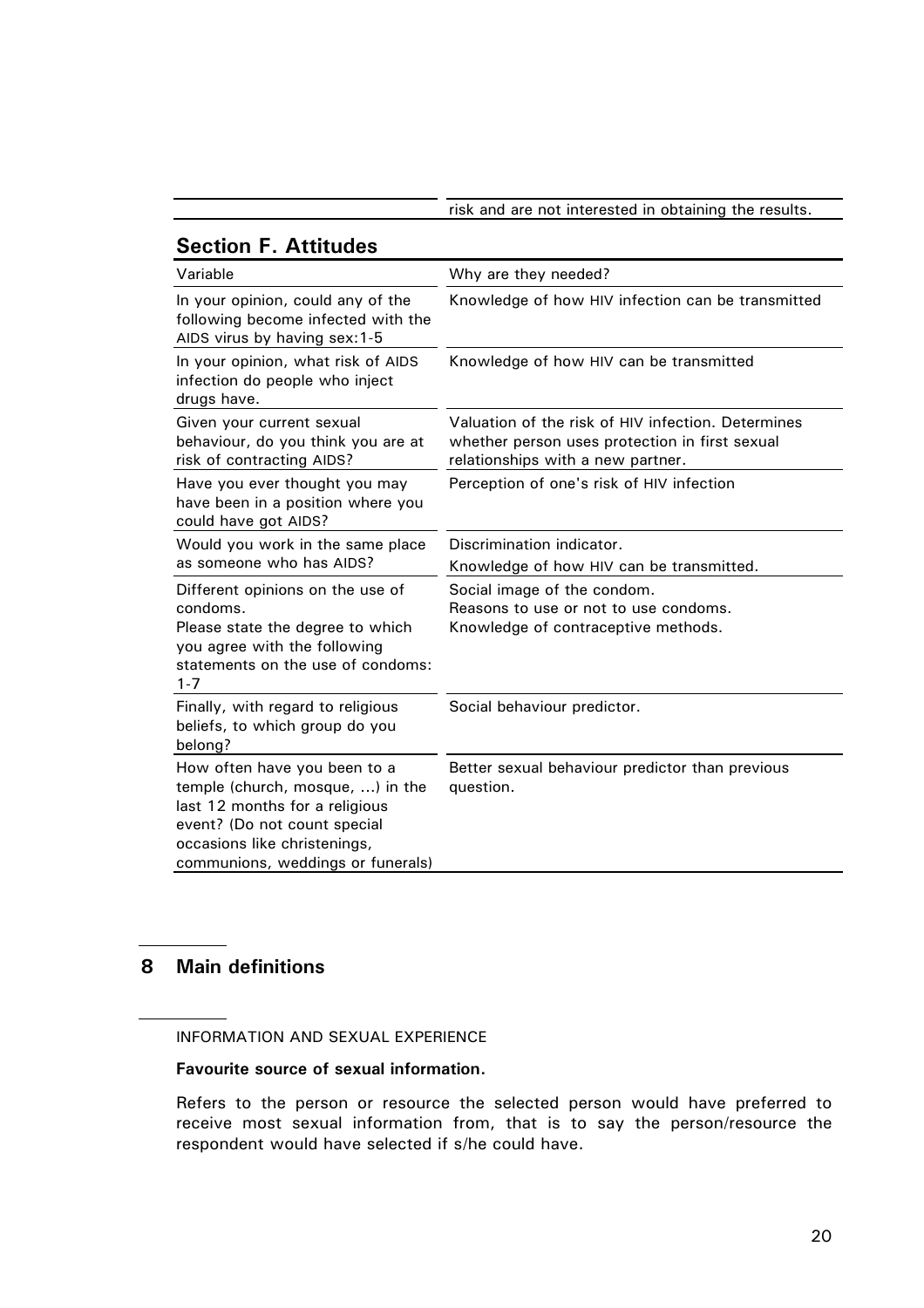| | |
|---|---|
| | risk and are not interested in obtaining the results. |

## Section F. Attitudes

| Variable | Why are they needed? |
|---|---|
| In your opinion, could any of the following become infected with the AIDS virus by having sex:1-5 | Knowledge of how HIV infection can be transmitted |
| In your opinion, what risk of AIDS infection do people who inject drugs have. | Knowledge of how HIV can be transmitted |
| Given your current sexual behaviour, do you think you are at risk of contracting AIDS? | Valuation of the risk of HIV infection. Determines whether person uses protection in first sexual relationships with a new partner. |
| Have you ever thought you may have been in a position where you could have got AIDS? | Perception of one's risk of HIV infection |
| Would you work in the same place as someone who has AIDS? | Discrimination indicator.<br>Knowledge of how HIV can be transmitted. |
| Different opinions on the use of condoms.<br>Please state the degree to which you agree with the following statements on the use of condoms: 1-7 | Social image of the condom.<br>Reasons to use or not to use condoms.<br>Knowledge of contraceptive methods. |
| Finally, with regard to religious beliefs, to which group do you belong? | Social behaviour predictor. |
| How often have you been to a temple (church, mosque, ...) in the last 12 months for a religious event? (Do not count special occasions like christenings, communions, weddings or funerals) | Better sexual behaviour predictor than previous question. |

# 8 Main definitions

INFORMATION AND SEXUAL EXPERIENCE

**Favourite source of sexual information.**

Refers to the person or resource the selected person would have preferred to receive most sexual information from, that is to say the person/resource the respondent would have selected if s/he could have.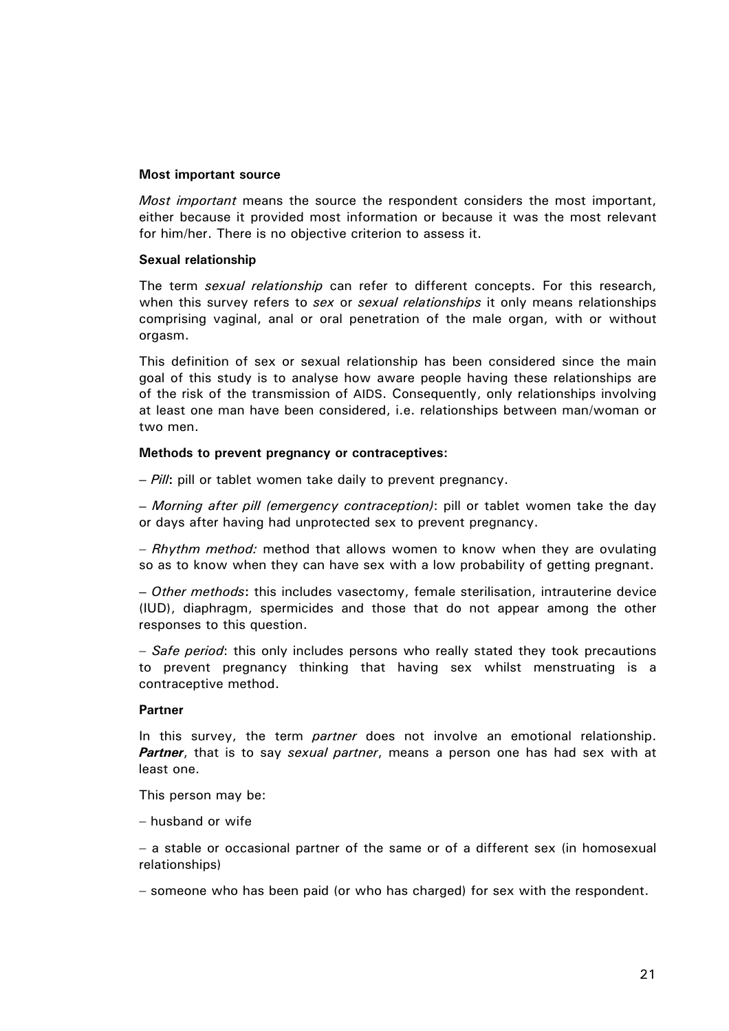**Most important source**

*Most important* means the source the respondent considers the most important, either because it provided most information or because it was the most relevant for him/her. There is no objective criterion to assess it.

**Sexual relationship**

The term *sexual relationship* can refer to different concepts. For this research, when this survey refers to *sex* or *sexual relationships* it only means relationships comprising vaginal, anal or oral penetration of the male organ, with or without orgasm.

This definition of sex or sexual relationship has been considered since the main goal of this study is to analyse how aware people having these relationships are of the risk of the transmission of AIDS. Consequently, only relationships involving at least one man have been considered, i.e. relationships between man/woman or two men.

**Methods to prevent pregnancy or contraceptives:**

– *Pill***:** pill or tablet women take daily to prevent pregnancy.

– *Morning after pill (emergency contraception)*: pill or tablet women take the day or days after having had unprotected sex to prevent pregnancy.

– *Rhythm method:* method that allows women to know when they are ovulating so as to know when they can have sex with a low probability of getting pregnant.

– *Other methods***:** this includes vasectomy, female sterilisation, intrauterine device (IUD), diaphragm, spermicides and those that do not appear among the other responses to this question.

– *Safe period*: this only includes persons who really stated they took precautions to prevent pregnancy thinking that having sex whilst menstruating is a contraceptive method.

**Partner**

In this survey, the term *partner* does not involve an emotional relationship. ***Partner***, that is to say *sexual partner*, means a person one has had sex with at least one.

This person may be:

– husband or wife

– a stable or occasional partner of the same or of a different sex (in homosexual relationships)

– someone who has been paid (or who has charged) for sex with the respondent.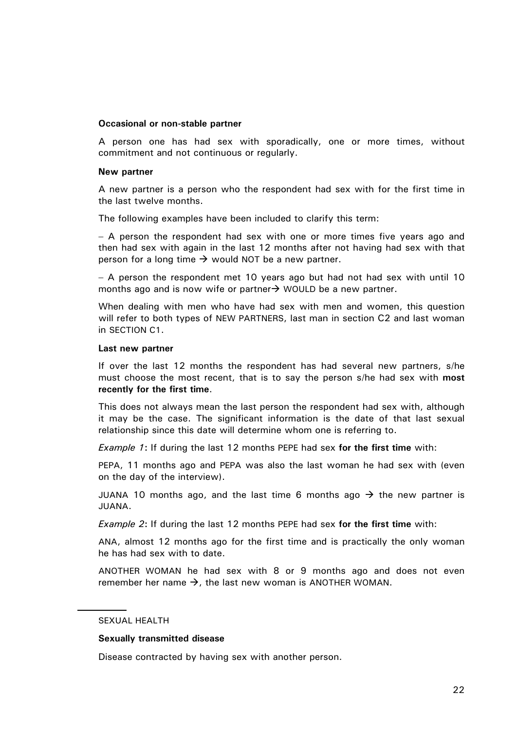**Occasional or non-stable partner**

A person one has had sex with sporadically, one or more times, without commitment and not continuous or regularly.

**New partner**

A new partner is a person who the respondent had sex with for the first time in the last twelve months.

The following examples have been included to clarify this term:

– A person the respondent had sex with one or more times five years ago and then had sex with again in the last 12 months after not having had sex with that person for a long time → would NOT be a new partner.

– A person the respondent met 10 years ago but had not had sex with until 10 months ago and is now wife or partner→ WOULD be a new partner.

When dealing with men who have had sex with men and women, this question will refer to both types of NEW PARTNERS, last man in section C2 and last woman in SECTION C1.

**Last new partner**

If over the last 12 months the respondent has had several new partners, s/he must choose the most recent, that is to say the person s/he had sex with **most recently for the first time**.

This does not always mean the last person the respondent had sex with, although it may be the case. The significant information is the date of that last sexual relationship since this date will determine whom one is referring to.

*Example 1***:** If during the last 12 months PEPE had sex **for the first time** with:

PEPA, 11 months ago and PEPA was also the last woman he had sex with (even on the day of the interview).

JUANA 10 months ago, and the last time 6 months ago → the new partner is JUANA.

*Example 2***:** If during the last 12 months PEPE had sex **for the first time** with:

ANA, almost 12 months ago for the first time and is practically the only woman he has had sex with to date.

ANOTHER WOMAN he had sex with 8 or 9 months ago and does not even remember her name →, the last new woman is ANOTHER WOMAN.

---

SEXUAL HEALTH

**Sexually transmitted disease**

Disease contracted by having sex with another person.